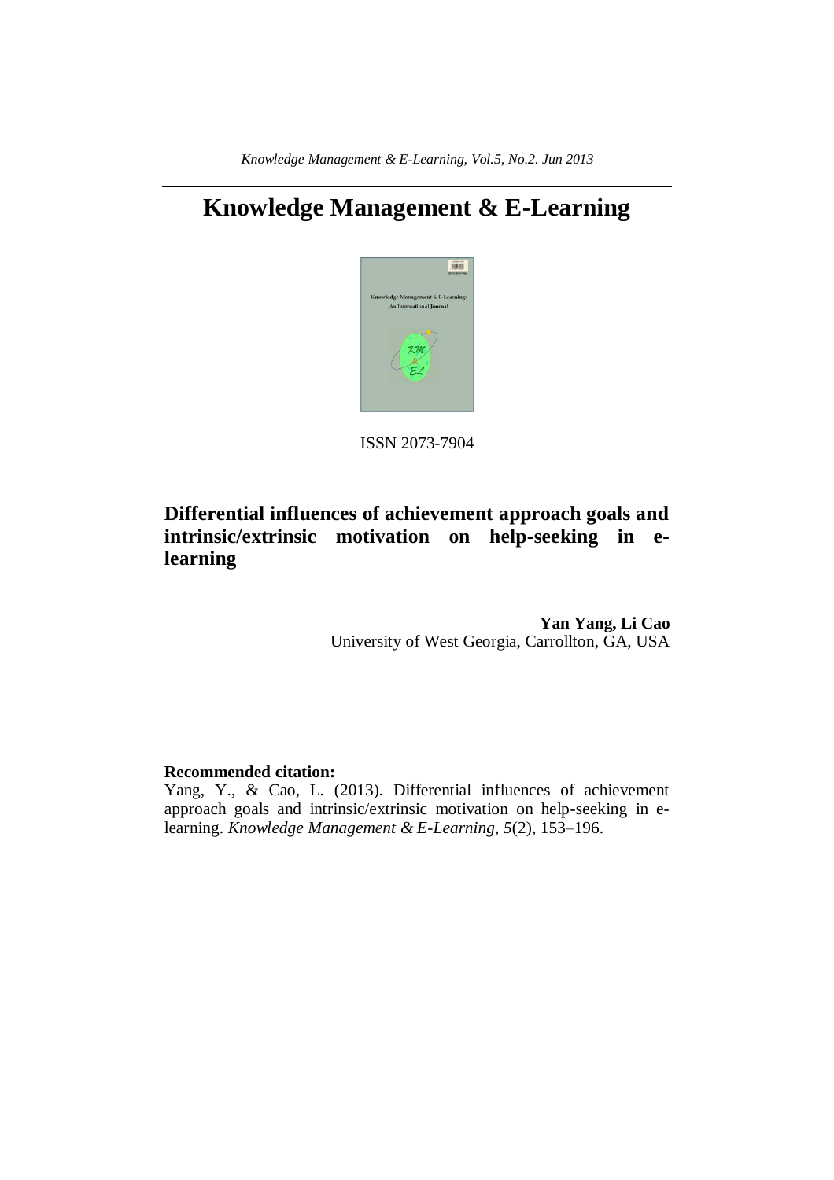# Knowledge Management & E-Learning

ISSN 2073-7904

## Differential influences of achievement approach goals and intrinsic/extrinsic motivation on help-seeking in e-learning

**Yan Yang, Li Cao**
University of West Georgia, Carrollton, GA, USA

**Recommended citation:**

Yang, Y., & Cao, L. (2013). Differential influences of achievement approach goals and intrinsic/extrinsic motivation on help-seeking in e-learning. *Knowledge Management & E-Learning, 5*(2), 153–196.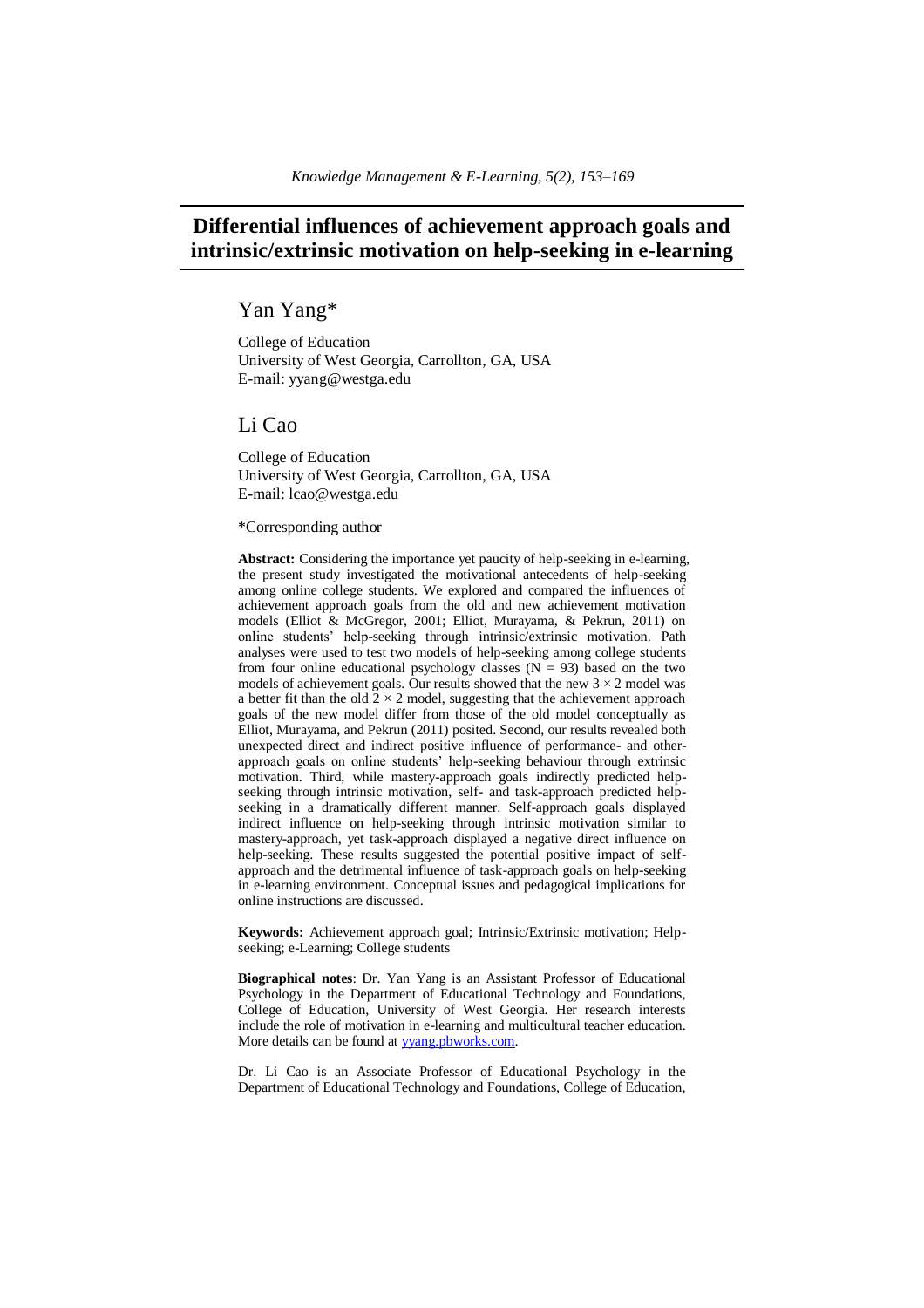# Differential influences of achievement approach goals and intrinsic/extrinsic motivation on help-seeking in e-learning

## Yan Yang*

College of Education
University of West Georgia, Carrollton, GA, USA
E-mail: yyang@westga.edu

## Li Cao

College of Education
University of West Georgia, Carrollton, GA, USA
E-mail: lcao@westga.edu

*Corresponding author

**Abstract:** Considering the importance yet paucity of help-seeking in e-learning, the present study investigated the motivational antecedents of help-seeking among online college students. We explored and compared the influences of achievement approach goals from the old and new achievement motivation models (Elliot & McGregor, 2001; Elliot, Murayama, & Pekrun, 2011) on online students' help-seeking through intrinsic/extrinsic motivation. Path analyses were used to test two models of help-seeking among college students from four online educational psychology classes ($N = 93$) based on the two models of achievement goals. Our results showed that the new $3 \times 2$ model was a better fit than the old $2 \times 2$ model, suggesting that the achievement approach goals of the new model differ from those of the old model conceptually as Elliot, Murayama, and Pekrun (2011) posited. Second, our results revealed both unexpected direct and indirect positive influence of performance- and other-approach goals on online students' help-seeking behaviour through extrinsic motivation. Third, while mastery-approach goals indirectly predicted help-seeking through intrinsic motivation, self- and task-approach predicted help-seeking in a dramatically different manner. Self-approach goals displayed indirect influence on help-seeking through intrinsic motivation similar to mastery-approach, yet task-approach displayed a negative direct influence on help-seeking. These results suggested the potential positive impact of self-approach and the detrimental influence of task-approach goals on help-seeking in e-learning environment. Conceptual issues and pedagogical implications for online instructions are discussed.

**Keywords:** Achievement approach goal; Intrinsic/Extrinsic motivation; Help-seeking; e-Learning; College students

**Biographical notes**: Dr. Yan Yang is an Assistant Professor of Educational Psychology in the Department of Educational Technology and Foundations, College of Education, University of West Georgia. Her research interests include the role of motivation in e-learning and multicultural teacher education. More details can be found at yyang.pbworks.com.

Dr. Li Cao is an Associate Professor of Educational Psychology in the Department of Educational Technology and Foundations, College of Education,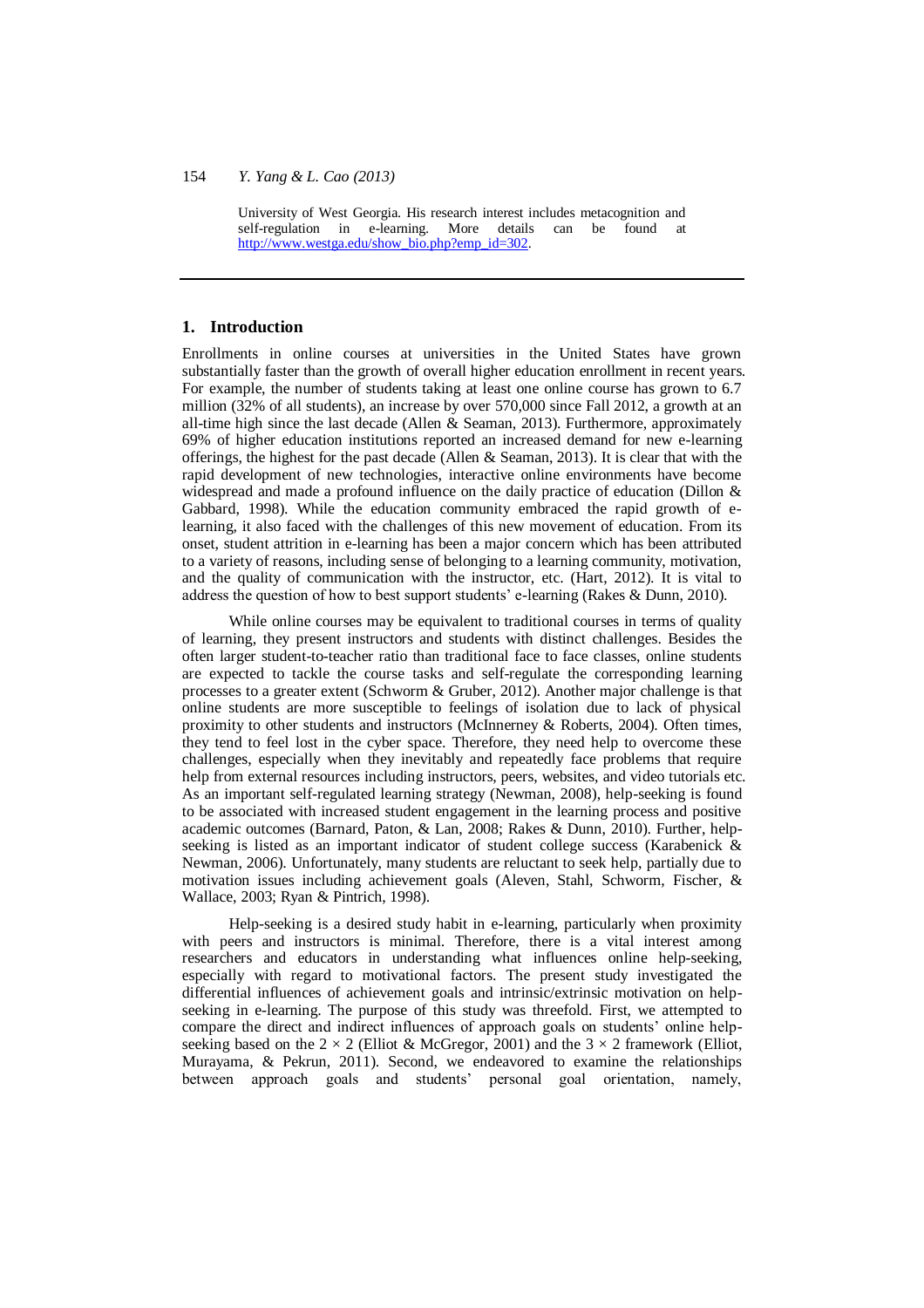University of West Georgia. His research interest includes metacognition and self-regulation in e-learning. More details can be found at http://www.westga.edu/show_bio.php?emp_id=302.

## 1. Introduction

Enrollments in online courses at universities in the United States have grown substantially faster than the growth of overall higher education enrollment in recent years. For example, the number of students taking at least one online course has grown to 6.7 million (32% of all students), an increase by over 570,000 since Fall 2012, a growth at an all-time high since the last decade (Allen & Seaman, 2013). Furthermore, approximately 69% of higher education institutions reported an increased demand for new e-learning offerings, the highest for the past decade (Allen & Seaman, 2013). It is clear that with the rapid development of new technologies, interactive online environments have become widespread and made a profound influence on the daily practice of education (Dillon & Gabbard, 1998). While the education community embraced the rapid growth of e-learning, it also faced with the challenges of this new movement of education. From its onset, student attrition in e-learning has been a major concern which has been attributed to a variety of reasons, including sense of belonging to a learning community, motivation, and the quality of communication with the instructor, etc. (Hart, 2012). It is vital to address the question of how to best support students' e-learning (Rakes & Dunn, 2010).

While online courses may be equivalent to traditional courses in terms of quality of learning, they present instructors and students with distinct challenges. Besides the often larger student-to-teacher ratio than traditional face to face classes, online students are expected to tackle the course tasks and self-regulate the corresponding learning processes to a greater extent (Schworm & Gruber, 2012). Another major challenge is that online students are more susceptible to feelings of isolation due to lack of physical proximity to other students and instructors (McInnerney & Roberts, 2004). Often times, they tend to feel lost in the cyber space. Therefore, they need help to overcome these challenges, especially when they inevitably and repeatedly face problems that require help from external resources including instructors, peers, websites, and video tutorials etc. As an important self-regulated learning strategy (Newman, 2008), help-seeking is found to be associated with increased student engagement in the learning process and positive academic outcomes (Barnard, Paton, & Lan, 2008; Rakes & Dunn, 2010). Further, help-seeking is listed as an important indicator of student college success (Karabenick & Newman, 2006). Unfortunately, many students are reluctant to seek help, partially due to motivation issues including achievement goals (Aleven, Stahl, Schworm, Fischer, & Wallace, 2003; Ryan & Pintrich, 1998).

Help-seeking is a desired study habit in e-learning, particularly when proximity with peers and instructors is minimal. Therefore, there is a vital interest among researchers and educators in understanding what influences online help-seeking, especially with regard to motivational factors. The present study investigated the differential influences of achievement goals and intrinsic/extrinsic motivation on help-seeking in e-learning. The purpose of this study was threefold. First, we attempted to compare the direct and indirect influences of approach goals on students' online help-seeking based on the $2 \times 2$ (Elliot & McGregor, 2001) and the $3 \times 2$ framework (Elliot, Murayama, & Pekrun, 2011). Second, we endeavored to examine the relationships between approach goals and students' personal goal orientation, namely,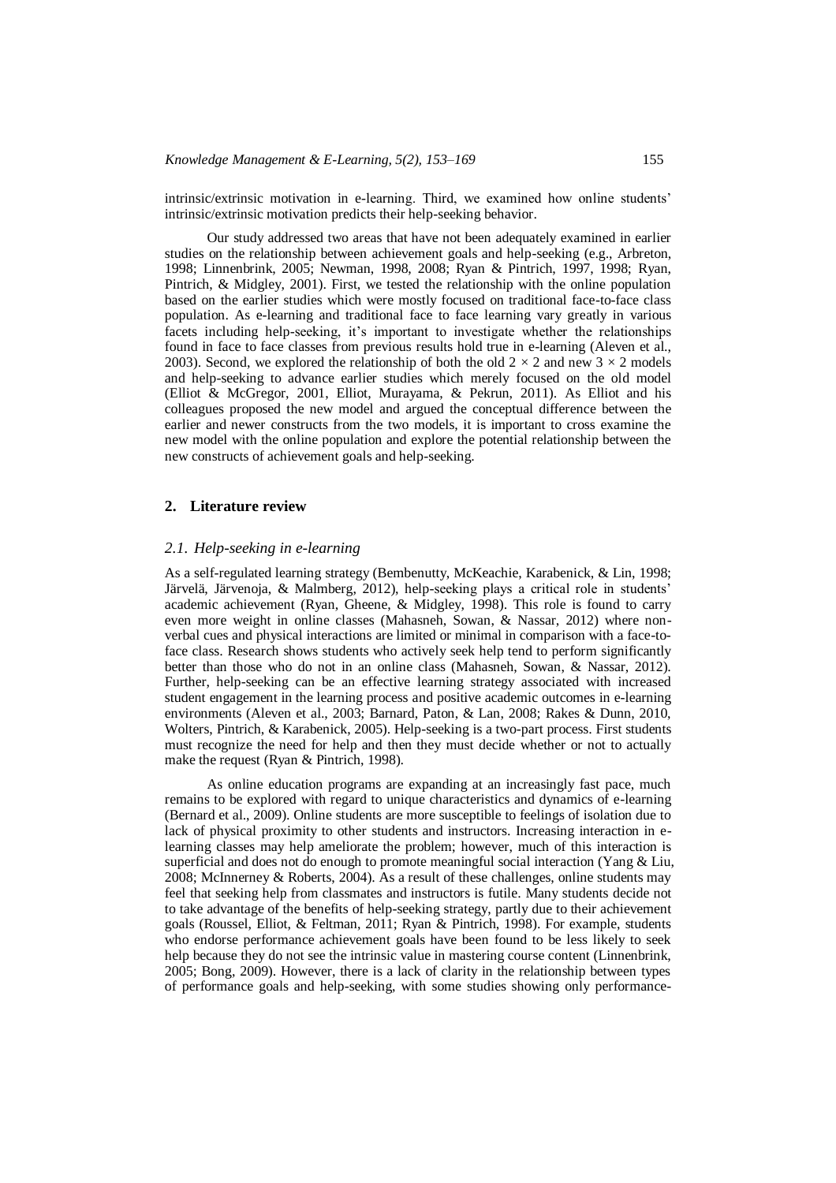intrinsic/extrinsic motivation in e-learning. Third, we examined how online students' intrinsic/extrinsic motivation predicts their help-seeking behavior.

Our study addressed two areas that have not been adequately examined in earlier studies on the relationship between achievement goals and help-seeking (e.g., Arbreton, 1998; Linnenbrink, 2005; Newman, 1998, 2008; Ryan & Pintrich, 1997, 1998; Ryan, Pintrich, & Midgley, 2001). First, we tested the relationship with the online population based on the earlier studies which were mostly focused on traditional face-to-face class population. As e-learning and traditional face to face learning vary greatly in various facets including help-seeking, it's important to investigate whether the relationships found in face to face classes from previous results hold true in e-learning (Aleven et al., 2003). Second, we explored the relationship of both the old $2 \times 2$ and new $3 \times 2$ models and help-seeking to advance earlier studies which merely focused on the old model (Elliot & McGregor, 2001, Elliot, Murayama, & Pekrun, 2011). As Elliot and his colleagues proposed the new model and argued the conceptual difference between the earlier and newer constructs from the two models, it is important to cross examine the new model with the online population and explore the potential relationship between the new constructs of achievement goals and help-seeking.

## 2. Literature review

### *2.1. Help-seeking in e-learning*

As a self-regulated learning strategy (Bembenutty, McKeachie, Karabenick, & Lin, 1998; Järvelä, Järvenoja, & Malmberg, 2012), help-seeking plays a critical role in students' academic achievement (Ryan, Gheene, & Midgley, 1998). This role is found to carry even more weight in online classes (Mahasneh, Sowan, & Nassar, 2012) where non-verbal cues and physical interactions are limited or minimal in comparison with a face-to-face class. Research shows students who actively seek help tend to perform significantly better than those who do not in an online class (Mahasneh, Sowan, & Nassar, 2012). Further, help-seeking can be an effective learning strategy associated with increased student engagement in the learning process and positive academic outcomes in e-learning environments (Aleven et al., 2003; Barnard, Paton, & Lan, 2008; Rakes & Dunn, 2010, Wolters, Pintrich, & Karabenick, 2005). Help-seeking is a two-part process. First students must recognize the need for help and then they must decide whether or not to actually make the request (Ryan & Pintrich, 1998).

As online education programs are expanding at an increasingly fast pace, much remains to be explored with regard to unique characteristics and dynamics of e-learning (Bernard et al., 2009). Online students are more susceptible to feelings of isolation due to lack of physical proximity to other students and instructors. Increasing interaction in e-learning classes may help ameliorate the problem; however, much of this interaction is superficial and does not do enough to promote meaningful social interaction (Yang & Liu, 2008; McInnerney & Roberts, 2004). As a result of these challenges, online students may feel that seeking help from classmates and instructors is futile. Many students decide not to take advantage of the benefits of help-seeking strategy, partly due to their achievement goals (Roussel, Elliot, & Feltman, 2011; Ryan & Pintrich, 1998). For example, students who endorse performance achievement goals have been found to be less likely to seek help because they do not see the intrinsic value in mastering course content (Linnenbrink, 2005; Bong, 2009). However, there is a lack of clarity in the relationship between types of performance goals and help-seeking, with some studies showing only performance-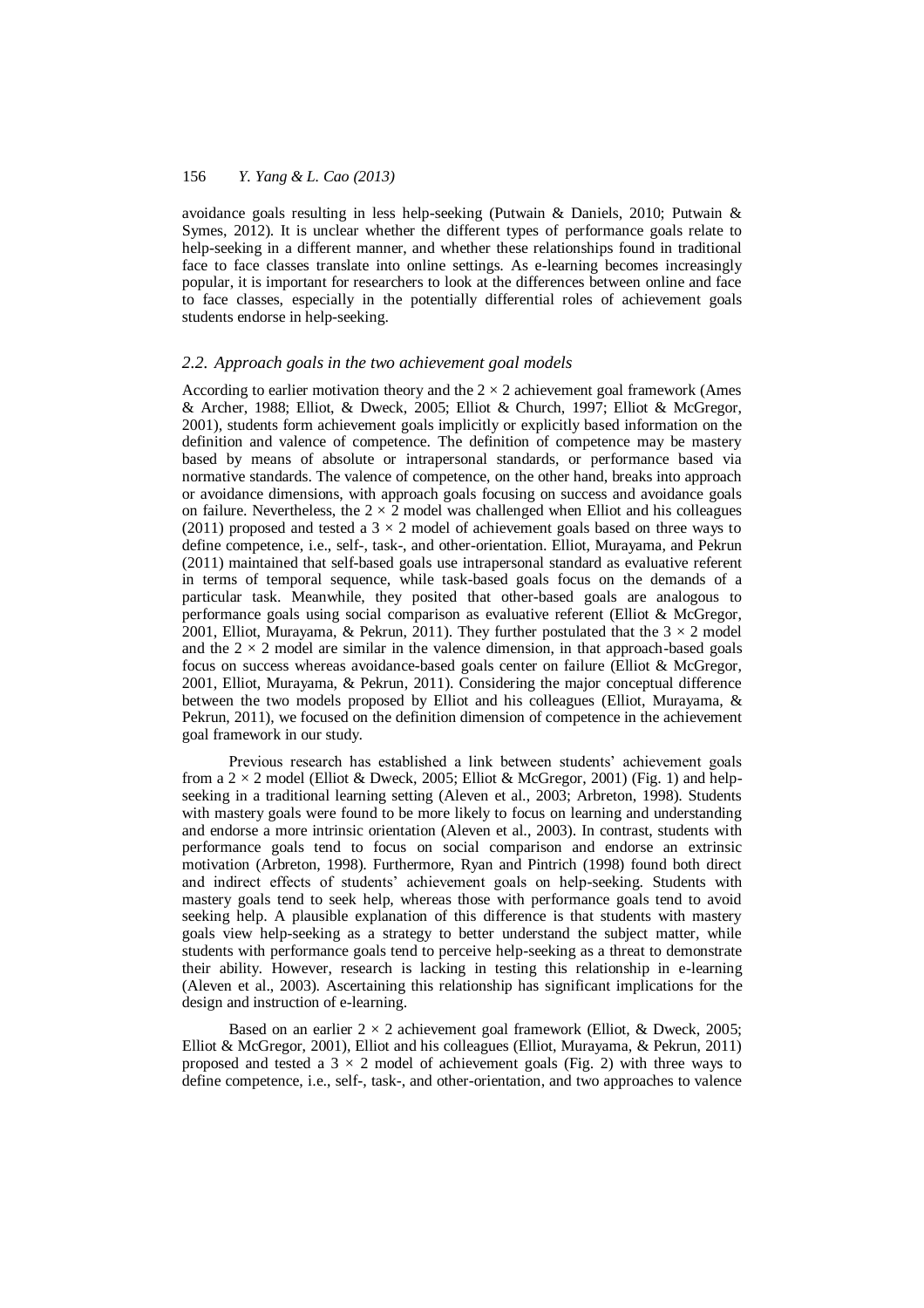avoidance goals resulting in less help-seeking (Putwain & Daniels, 2010; Putwain & Symes, 2012). It is unclear whether the different types of performance goals relate to help-seeking in a different manner, and whether these relationships found in traditional face to face classes translate into online settings. As e-learning becomes increasingly popular, it is important for researchers to look at the differences between online and face to face classes, especially in the potentially differential roles of achievement goals students endorse in help-seeking.

### *2.2. Approach goals in the two achievement goal models*

According to earlier motivation theory and the $2 \times 2$ achievement goal framework (Ames & Archer, 1988; Elliot, & Dweck, 2005; Elliot & Church, 1997; Elliot & McGregor, 2001), students form achievement goals implicitly or explicitly based information on the definition and valence of competence. The definition of competence may be mastery based by means of absolute or intrapersonal standards, or performance based via normative standards. The valence of competence, on the other hand, breaks into approach or avoidance dimensions, with approach goals focusing on success and avoidance goals on failure. Nevertheless, the $2 \times 2$ model was challenged when Elliot and his colleagues (2011) proposed and tested a $3 \times 2$ model of achievement goals based on three ways to define competence, i.e., self-, task-, and other-orientation. Elliot, Murayama, and Pekrun (2011) maintained that self-based goals use intrapersonal standard as evaluative referent in terms of temporal sequence, while task-based goals focus on the demands of a particular task. Meanwhile, they posited that other-based goals are analogous to performance goals using social comparison as evaluative referent (Elliot & McGregor, 2001, Elliot, Murayama, & Pekrun, 2011). They further postulated that the $3 \times 2$ model and the $2 \times 2$ model are similar in the valence dimension, in that approach-based goals focus on success whereas avoidance-based goals center on failure (Elliot & McGregor, 2001, Elliot, Murayama, & Pekrun, 2011). Considering the major conceptual difference between the two models proposed by Elliot and his colleagues (Elliot, Murayama, & Pekrun, 2011), we focused on the definition dimension of competence in the achievement goal framework in our study.

Previous research has established a link between students' achievement goals from a $2 \times 2$ model (Elliot & Dweck, 2005; Elliot & McGregor, 2001) (Fig. 1) and help-seeking in a traditional learning setting (Aleven et al., 2003; Arbreton, 1998). Students with mastery goals were found to be more likely to focus on learning and understanding and endorse a more intrinsic orientation (Aleven et al., 2003). In contrast, students with performance goals tend to focus on social comparison and endorse an extrinsic motivation (Arbreton, 1998). Furthermore, Ryan and Pintrich (1998) found both direct and indirect effects of students' achievement goals on help-seeking. Students with mastery goals tend to seek help, whereas those with performance goals tend to avoid seeking help. A plausible explanation of this difference is that students with mastery goals view help-seeking as a strategy to better understand the subject matter, while students with performance goals tend to perceive help-seeking as a threat to demonstrate their ability. However, research is lacking in testing this relationship in e-learning (Aleven et al., 2003). Ascertaining this relationship has significant implications for the design and instruction of e-learning.

Based on an earlier $2 \times 2$ achievement goal framework (Elliot, & Dweck, 2005; Elliot & McGregor, 2001), Elliot and his colleagues (Elliot, Murayama, & Pekrun, 2011) proposed and tested a $3 \times 2$ model of achievement goals (Fig. 2) with three ways to define competence, i.e., self-, task-, and other-orientation, and two approaches to valence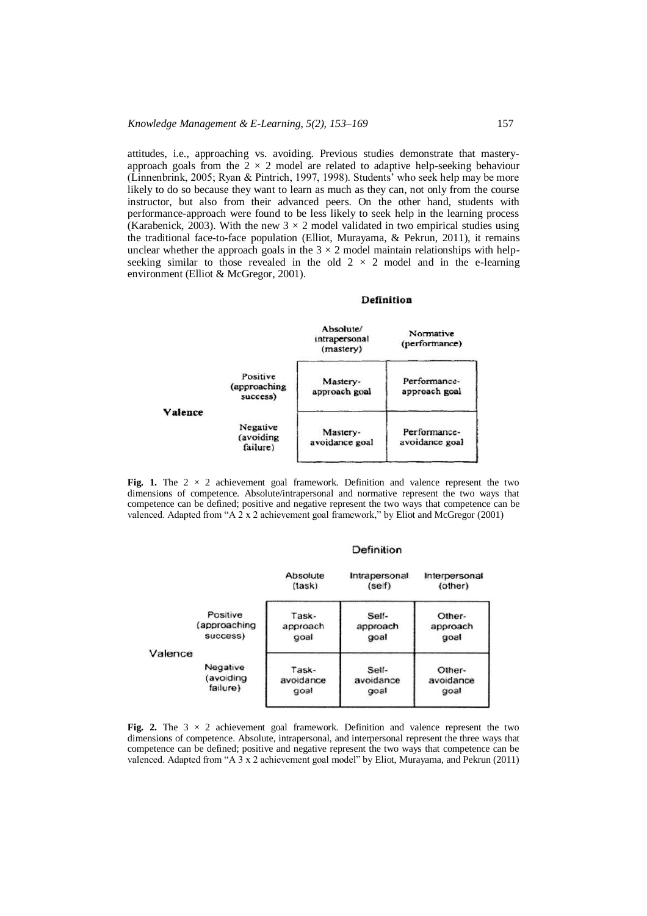attitudes, i.e., approaching vs. avoiding. Previous studies demonstrate that mastery-approach goals from the $2 \times 2$ model are related to adaptive help-seeking behaviour (Linnenbrink, 2005; Ryan & Pintrich, 1997, 1998). Students' who seek help may be more likely to do so because they want to learn as much as they can, not only from the course instructor, but also from their advanced peers. On the other hand, students with performance-approach were found to be less likely to seek help in the learning process (Karabenick, 2003). With the new $3 \times 2$ model validated in two empirical studies using the traditional face-to-face population (Elliot, Murayama, & Pekrun, 2011), it remains unclear whether the approach goals in the $3 \times 2$ model maintain relationships with help-seeking similar to those revealed in the old $2 \times 2$ model and in the e-learning environment (Elliot & McGregor, 2001).

| | | Definition | |
|---|---|---|---|
| | | Absolute/ intrapersonal (mastery) | Normative (performance) |
| Valence | Positive (approaching success) | Mastery-approach goal | Performance-approach goal |
| | Negative (avoiding failure) | Mastery-avoidance goal | Performance-avoidance goal |

**Fig. 1.** The $2 \times 2$ achievement goal framework. Definition and valence represent the two dimensions of competence. Absolute/intrapersonal and normative represent the two ways that competence can be defined; positive and negative represent the two ways that competence can be valenced. Adapted from "A 2 x 2 achievement goal framework," by Eliot and McGregor (2001)

| | | Definition | | |
|---|---|---|---|---|
| | | Absolute (task) | Intrapersonal (self) | Interpersonal (other) |
| Valence | Positive (approaching success) | Task-approach goal | Self-approach goal | Other-approach goal |
| | Negative (avoiding failure) | Task-avoidance goal | Self-avoidance goal | Other-avoidance goal |

**Fig. 2.** The $3 \times 2$ achievement goal framework. Definition and valence represent the two dimensions of competence. Absolute, intrapersonal, and interpersonal represent the three ways that competence can be defined; positive and negative represent the two ways that competence can be valenced. Adapted from "A 3 x 2 achievement goal model" by Eliot, Murayama, and Pekrun (2011)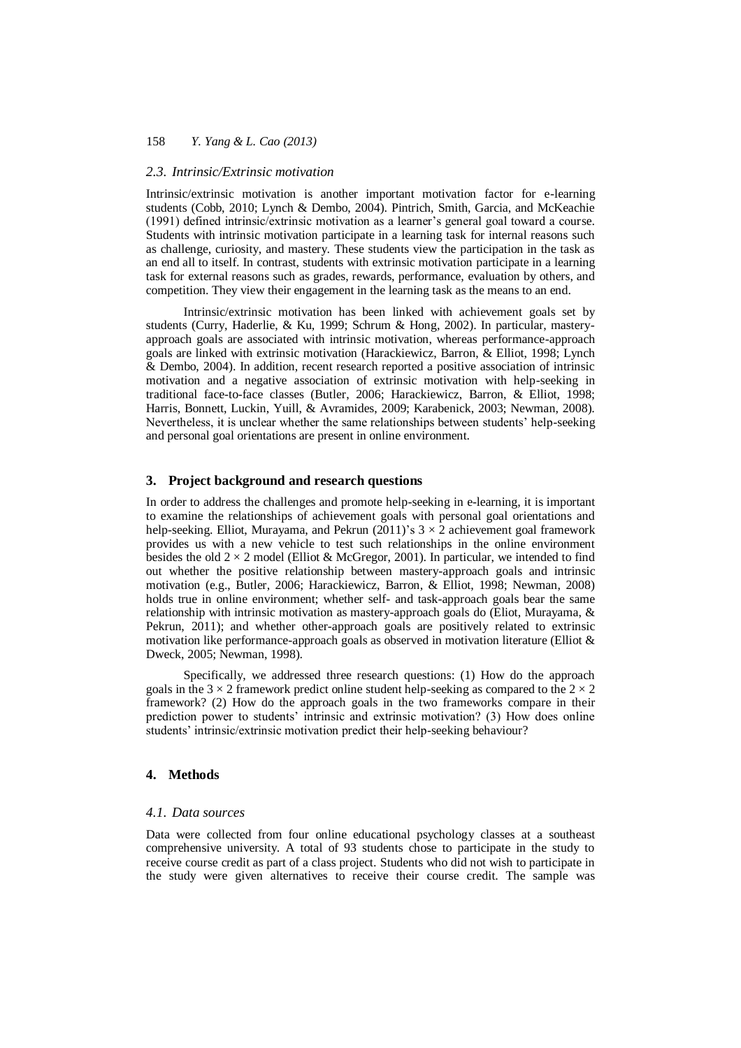### 2.3. Intrinsic/Extrinsic motivation

Intrinsic/extrinsic motivation is another important motivation factor for e-learning students (Cobb, 2010; Lynch & Dembo, 2004). Pintrich, Smith, Garcia, and McKeachie (1991) defined intrinsic/extrinsic motivation as a learner's general goal toward a course. Students with intrinsic motivation participate in a learning task for internal reasons such as challenge, curiosity, and mastery. These students view the participation in the task as an end all to itself. In contrast, students with extrinsic motivation participate in a learning task for external reasons such as grades, rewards, performance, evaluation by others, and competition. They view their engagement in the learning task as the means to an end.

Intrinsic/extrinsic motivation has been linked with achievement goals set by students (Curry, Haderlie, & Ku, 1999; Schrum & Hong, 2002). In particular, mastery-approach goals are associated with intrinsic motivation, whereas performance-approach goals are linked with extrinsic motivation (Harackiewicz, Barron, & Elliot, 1998; Lynch & Dembo, 2004). In addition, recent research reported a positive association of intrinsic motivation and a negative association of extrinsic motivation with help-seeking in traditional face-to-face classes (Butler, 2006; Harackiewicz, Barron, & Elliot, 1998; Harris, Bonnett, Luckin, Yuill, & Avramides, 2009; Karabenick, 2003; Newman, 2008). Nevertheless, it is unclear whether the same relationships between students' help-seeking and personal goal orientations are present in online environment.

## 3. Project background and research questions

In order to address the challenges and promote help-seeking in e-learning, it is important to examine the relationships of achievement goals with personal goal orientations and help-seeking. Elliot, Murayama, and Pekrun (2011)'s $3 \times 2$ achievement goal framework provides us with a new vehicle to test such relationships in the online environment besides the old $2 \times 2$ model (Elliot & McGregor, 2001). In particular, we intended to find out whether the positive relationship between mastery-approach goals and intrinsic motivation (e.g., Butler, 2006; Harackiewicz, Barron, & Elliot, 1998; Newman, 2008) holds true in online environment; whether self- and task-approach goals bear the same relationship with intrinsic motivation as mastery-approach goals do (Eliot, Murayama, & Pekrun, 2011); and whether other-approach goals are positively related to extrinsic motivation like performance-approach goals as observed in motivation literature (Elliot & Dweck, 2005; Newman, 1998).

Specifically, we addressed three research questions: (1) How do the approach goals in the $3 \times 2$ framework predict online student help-seeking as compared to the $2 \times 2$ framework? (2) How do the approach goals in the two frameworks compare in their prediction power to students' intrinsic and extrinsic motivation? (3) How does online students' intrinsic/extrinsic motivation predict their help-seeking behaviour?

## 4. Methods

### 4.1. Data sources

Data were collected from four online educational psychology classes at a southeast comprehensive university. A total of 93 students chose to participate in the study to receive course credit as part of a class project. Students who did not wish to participate in the study were given alternatives to receive their course credit. The sample was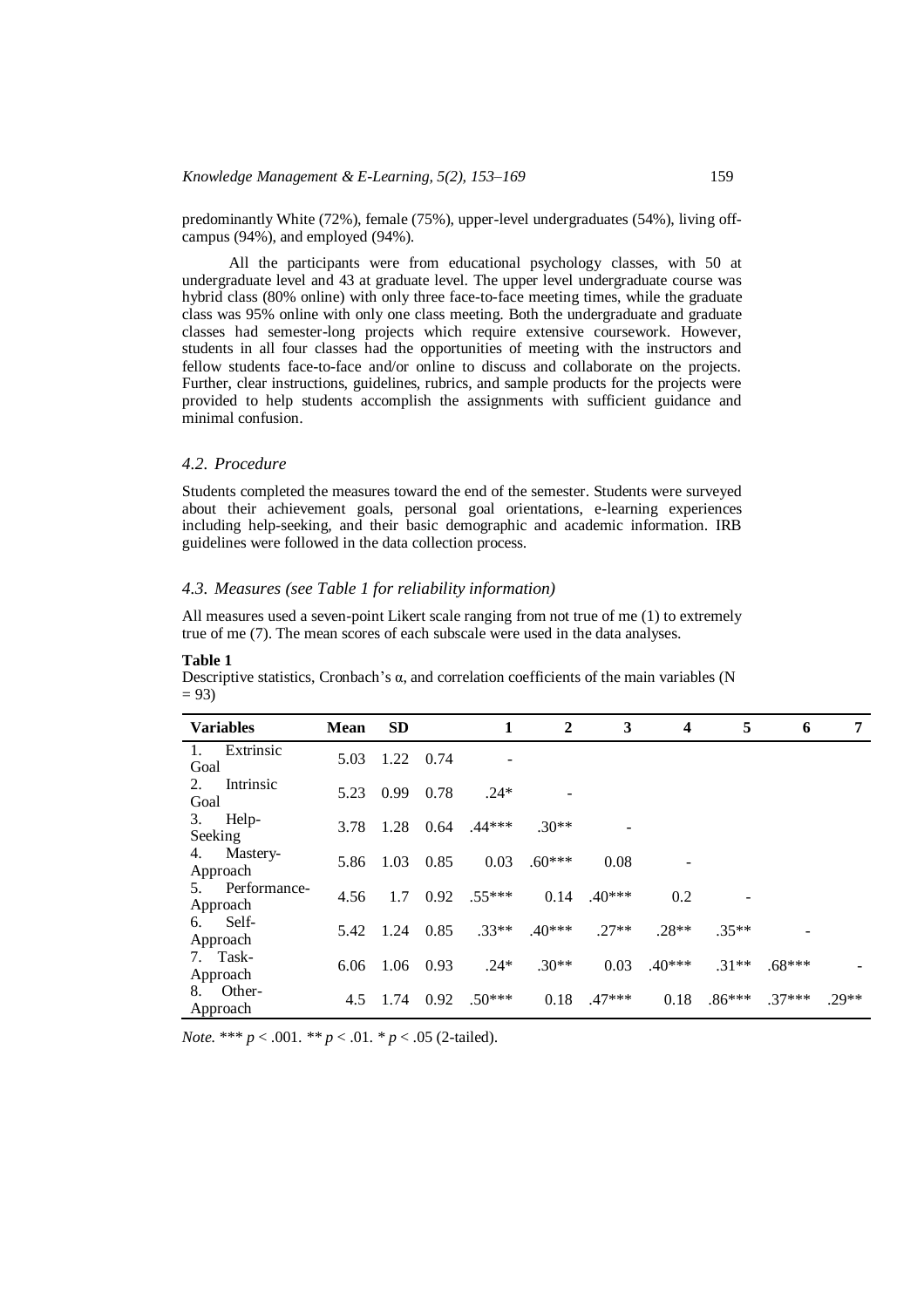predominantly White (72%), female (75%), upper-level undergraduates (54%), living off-campus (94%), and employed (94%).

All the participants were from educational psychology classes, with 50 at undergraduate level and 43 at graduate level. The upper level undergraduate course was hybrid class (80% online) with only three face-to-face meeting times, while the graduate class was 95% online with only one class meeting. Both the undergraduate and graduate classes had semester-long projects which require extensive coursework. However, students in all four classes had the opportunities of meeting with the instructors and fellow students face-to-face and/or online to discuss and collaborate on the projects. Further, clear instructions, guidelines, rubrics, and sample products for the projects were provided to help students accomplish the assignments with sufficient guidance and minimal confusion.

### *4.2. Procedure*

Students completed the measures toward the end of the semester. Students were surveyed about their achievement goals, personal goal orientations, e-learning experiences including help-seeking, and their basic demographic and academic information. IRB guidelines were followed in the data collection process.

### *4.3. Measures (see Table 1 for reliability information)*

All measures used a seven-point Likert scale ranging from not true of me (1) to extremely true of me (7). The mean scores of each subscale were used in the data analyses.

**Table 1**

Descriptive statistics, Cronbach's α, and correlation coefficients of the main variables (N = 93)

| Variables | Mean | SD | | 1 | 2 | 3 | 4 | 5 | 6 | 7 |
|---|---|---|---|---|---|---|---|---|---|---|
| 1. Extrinsic Goal | 5.03 | 1.22 | 0.74 | - | | | | | | |
| 2. Intrinsic Goal | 5.23 | 0.99 | 0.78 | .24* | - | | | | | |
| 3. Help-Seeking | 3.78 | 1.28 | 0.64 | .44*** | .30** | - | | | | |
| 4. Mastery-Approach | 5.86 | 1.03 | 0.85 | 0.03 | .60*** | 0.08 | - | | | |
| 5. Performance-Approach | 4.56 | 1.7 | 0.92 | .55*** | 0.14 | .40*** | 0.2 | - | | |
| 6. Self-Approach | 5.42 | 1.24 | 0.85 | .33** | .40*** | .27** | .28** | .35** | - | |
| 7. Task-Approach | 6.06 | 1.06 | 0.93 | .24* | .30** | 0.03 | .40*** | .31** | .68*** | - |
| 8. Other-Approach | 4.5 | 1.74 | 0.92 | .50*** | 0.18 | .47*** | 0.18 | .86*** | .37*** | .29** |

*Note.* *** $p < .001$. ** $p < .01$. * $p < .05$ (2-tailed).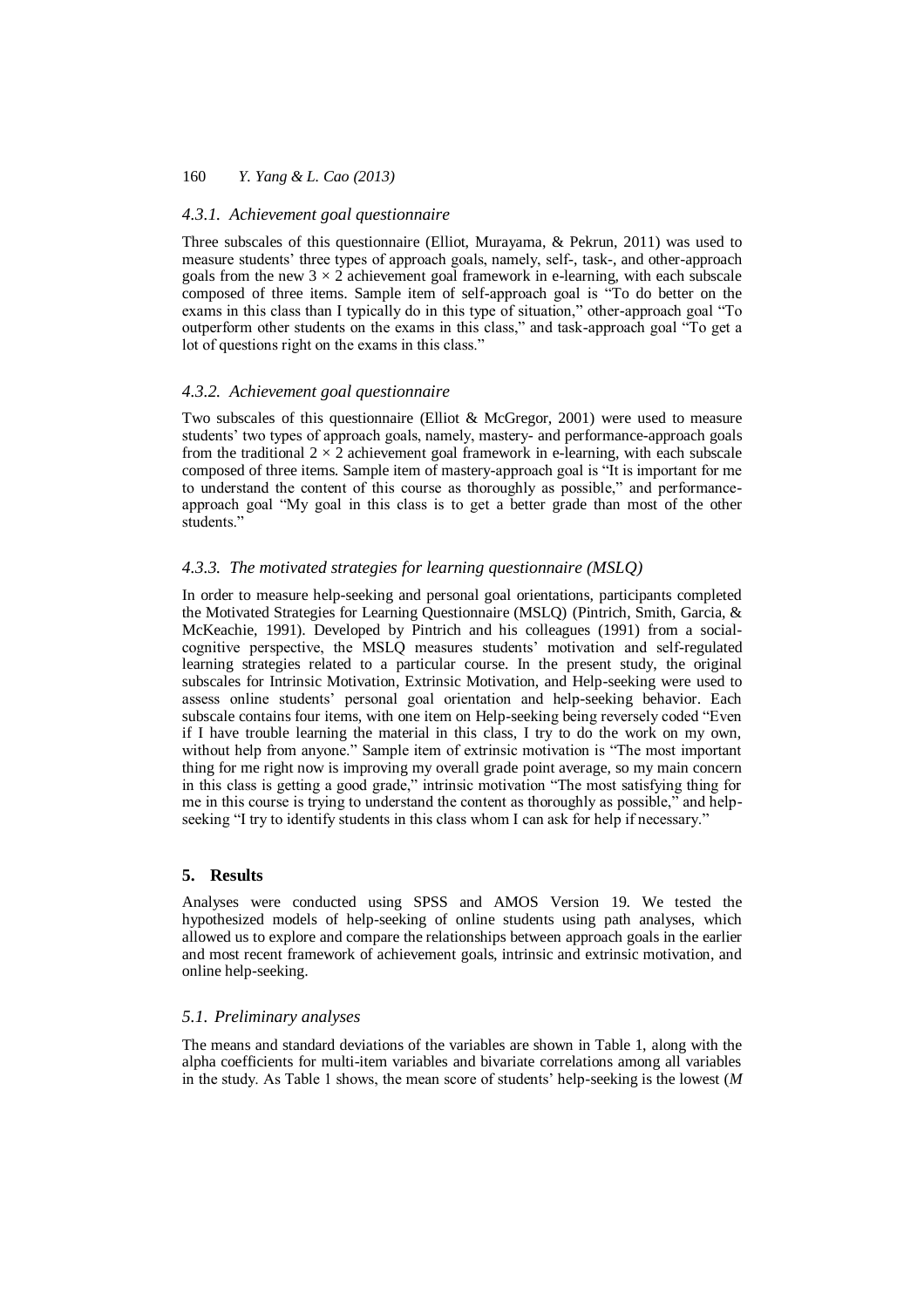#### 4.3.1. Achievement goal questionnaire

Three subscales of this questionnaire (Elliot, Murayama, & Pekrun, 2011) was used to measure students' three types of approach goals, namely, self-, task-, and other-approach goals from the new $3 \times 2$ achievement goal framework in e-learning, with each subscale composed of three items. Sample item of self-approach goal is "To do better on the exams in this class than I typically do in this type of situation," other-approach goal "To outperform other students on the exams in this class," and task-approach goal "To get a lot of questions right on the exams in this class."

#### 4.3.2. Achievement goal questionnaire

Two subscales of this questionnaire (Elliot & McGregor, 2001) were used to measure students' two types of approach goals, namely, mastery- and performance-approach goals from the traditional $2 \times 2$ achievement goal framework in e-learning, with each subscale composed of three items. Sample item of mastery-approach goal is "It is important for me to understand the content of this course as thoroughly as possible," and performance-approach goal "My goal in this class is to get a better grade than most of the other students."

#### 4.3.3. The motivated strategies for learning questionnaire (MSLQ)

In order to measure help-seeking and personal goal orientations, participants completed the Motivated Strategies for Learning Questionnaire (MSLQ) (Pintrich, Smith, Garcia, & McKeachie, 1991). Developed by Pintrich and his colleagues (1991) from a social-cognitive perspective, the MSLQ measures students' motivation and self-regulated learning strategies related to a particular course. In the present study, the original subscales for Intrinsic Motivation, Extrinsic Motivation, and Help-seeking were used to assess online students' personal goal orientation and help-seeking behavior. Each subscale contains four items, with one item on Help-seeking being reversely coded "Even if I have trouble learning the material in this class, I try to do the work on my own, without help from anyone." Sample item of extrinsic motivation is "The most important thing for me right now is improving my overall grade point average, so my main concern in this class is getting a good grade," intrinsic motivation "The most satisfying thing for me in this course is trying to understand the content as thoroughly as possible," and help-seeking "I try to identify students in this class whom I can ask for help if necessary."

## 5. Results

Analyses were conducted using SPSS and AMOS Version 19. We tested the hypothesized models of help-seeking of online students using path analyses, which allowed us to explore and compare the relationships between approach goals in the earlier and most recent framework of achievement goals, intrinsic and extrinsic motivation, and online help-seeking.

### 5.1. Preliminary analyses

The means and standard deviations of the variables are shown in Table 1, along with the alpha coefficients for multi-item variables and bivariate correlations among all variables in the study. As Table 1 shows, the mean score of students' help-seeking is the lowest (*M*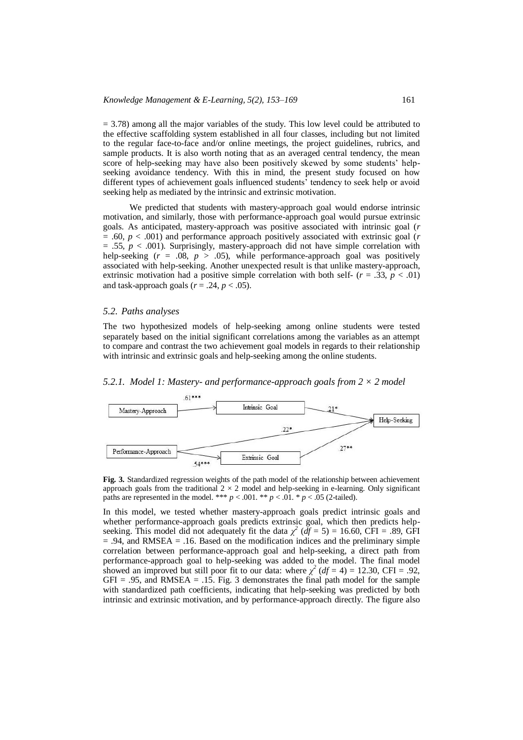= 3.78) among all the major variables of the study. This low level could be attributed to the effective scaffolding system established in all four classes, including but not limited to the regular face-to-face and/or online meetings, the project guidelines, rubrics, and sample products. It is also worth noting that as an averaged central tendency, the mean score of help-seeking may have also been positively skewed by some students' help-seeking avoidance tendency. With this in mind, the present study focused on how different types of achievement goals influenced students' tendency to seek help or avoid seeking help as mediated by the intrinsic and extrinsic motivation.

We predicted that students with mastery-approach goal would endorse intrinsic motivation, and similarly, those with performance-approach goal would pursue extrinsic goals. As anticipated, mastery-approach was positive associated with intrinsic goal ($r = .60$, $p < .001$) and performance approach positively associated with extrinsic goal ($r = .55$, $p < .001$). Surprisingly, mastery-approach did not have simple correlation with help-seeking ($r = .08$, $p > .05$), while performance-approach goal was positively associated with help-seeking. Another unexpected result is that unlike mastery-approach, extrinsic motivation had a positive simple correlation with both self- ($r = .33$, $p < .01$) and task-approach goals ($r = .24$, $p < .05$).

### *5.2. Paths analyses*

The two hypothesized models of help-seeking among online students were tested separately based on the initial significant correlations among the variables as an attempt to compare and contrast the two achievement goal models in regards to their relationship with intrinsic and extrinsic goals and help-seeking among the online students.

#### *5.2.1. Model 1: Mastery- and performance-approach goals from 2 × 2 model*

**Fig. 3.** Standardized regression weights of the path model of the relationship between achievement approach goals from the traditional 2 × 2 model and help-seeking in e-learning. Only significant paths are represented in the model. *** $p < .001$. ** $p < .01$. * $p < .05$ (2-tailed).

In this model, we tested whether mastery-approach goals predict intrinsic goals and whether performance-approach goals predicts extrinsic goal, which then predicts help-seeking. This model did not adequately fit the data $\chi^2$ ($df = 5$) = 16.60, CFI = .89, GFI = .94, and RMSEA = .16. Based on the modification indices and the preliminary simple correlation between performance-approach goal and help-seeking, a direct path from performance-approach goal to help-seeking was added to the model. The final model showed an improved but still poor fit to our data: where $\chi^2$ ($df = 4$) = 12.30, CFI = .92, GFI = .95, and RMSEA = .15. Fig. 3 demonstrates the final path model for the sample with standardized path coefficients, indicating that help-seeking was predicted by both intrinsic and extrinsic motivation, and by performance-approach directly. The figure also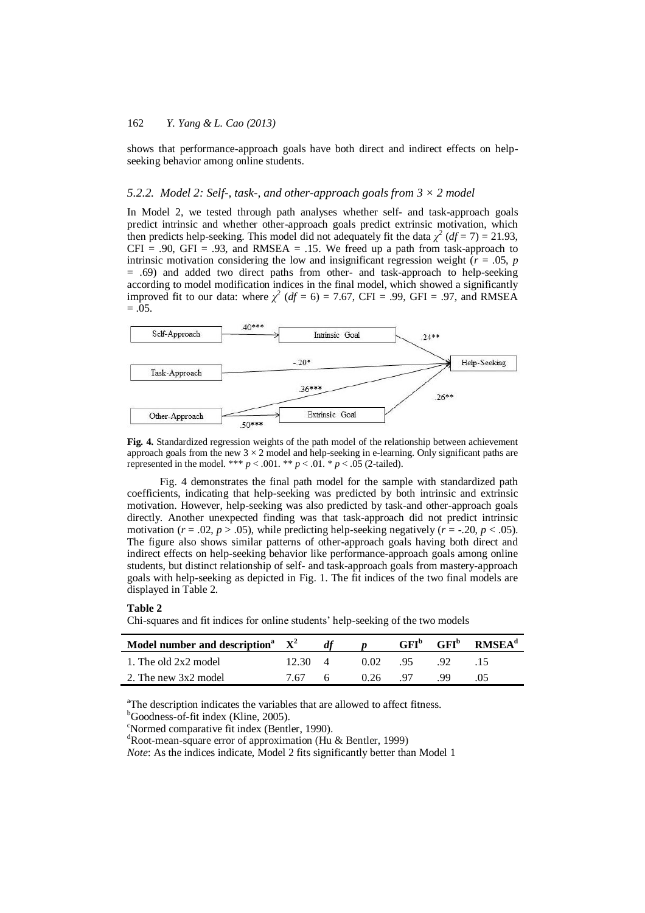shows that performance-approach goals have both direct and indirect effects on help-seeking behavior among online students.

### 5.2.2. Model 2: Self-, task-, and other-approach goals from 3 × 2 model

In Model 2, we tested through path analyses whether self- and task-approach goals predict intrinsic and whether other-approach goals predict extrinsic motivation, which then predicts help-seeking. This model did not adequately fit the data $\chi^2$ ($df = 7$) = 21.93, CFI = .90, GFI = .93, and RMSEA = .15. We freed up a path from task-approach to intrinsic motivation considering the low and insignificant regression weight ($r = .05$, $p = .69$) and added two direct paths from other- and task-approach to help-seeking according to model modification indices in the final model, which showed a significantly improved fit to our data: where $\chi^2$ ($df = 6$) = 7.67, CFI = .99, GFI = .97, and RMSEA = .05.

**Fig. 4.** Standardized regression weights of the path model of the relationship between achievement approach goals from the new 3 × 2 model and help-seeking in e-learning. Only significant paths are represented in the model. *** $p < .001$. ** $p < .01$. * $p < .05$ (2-tailed).

Fig. 4 demonstrates the final path model for the sample with standardized path coefficients, indicating that help-seeking was predicted by both intrinsic and extrinsic motivation. However, help-seeking was also predicted by task-and other-approach goals directly. Another unexpected finding was that task-approach did not predict intrinsic motivation ($r = .02$, $p > .05$), while predicting help-seeking negatively ($r = -.20$, $p < .05$). The figure also shows similar patterns of other-approach goals having both direct and indirect effects on help-seeking behavior like performance-approach goals among online students, but distinct relationship of self- and task-approach goals from mastery-approach goals with help-seeking as depicted in Fig. 1. The fit indices of the two final models are displayed in Table 2.

**Table 2**

Chi-squares and fit indices for online students' help-seeking of the two models

| Model number and description[a] | $X^2$ | *df* | *p* | GFI[b] | GFI[b] | RMSEA[d] |
|---|---|---|---|---|---|---|
| 1. The old 2x2 model | 12.30 | 4 | 0.02 | .95 | .92 | .15 |
| 2. The new 3x2 model | 7.67 | 6 | 0.26 | .97 | .99 | .05 |

[a]The description indicates the variables that are allowed to affect fitness.
[b]Goodness-of-fit index (Kline, 2005).
[c]Normed comparative fit index (Bentler, 1990).
[d]Root-mean-square error of approximation (Hu & Bentler, 1999)
*Note*: As the indices indicate, Model 2 fits significantly better than Model 1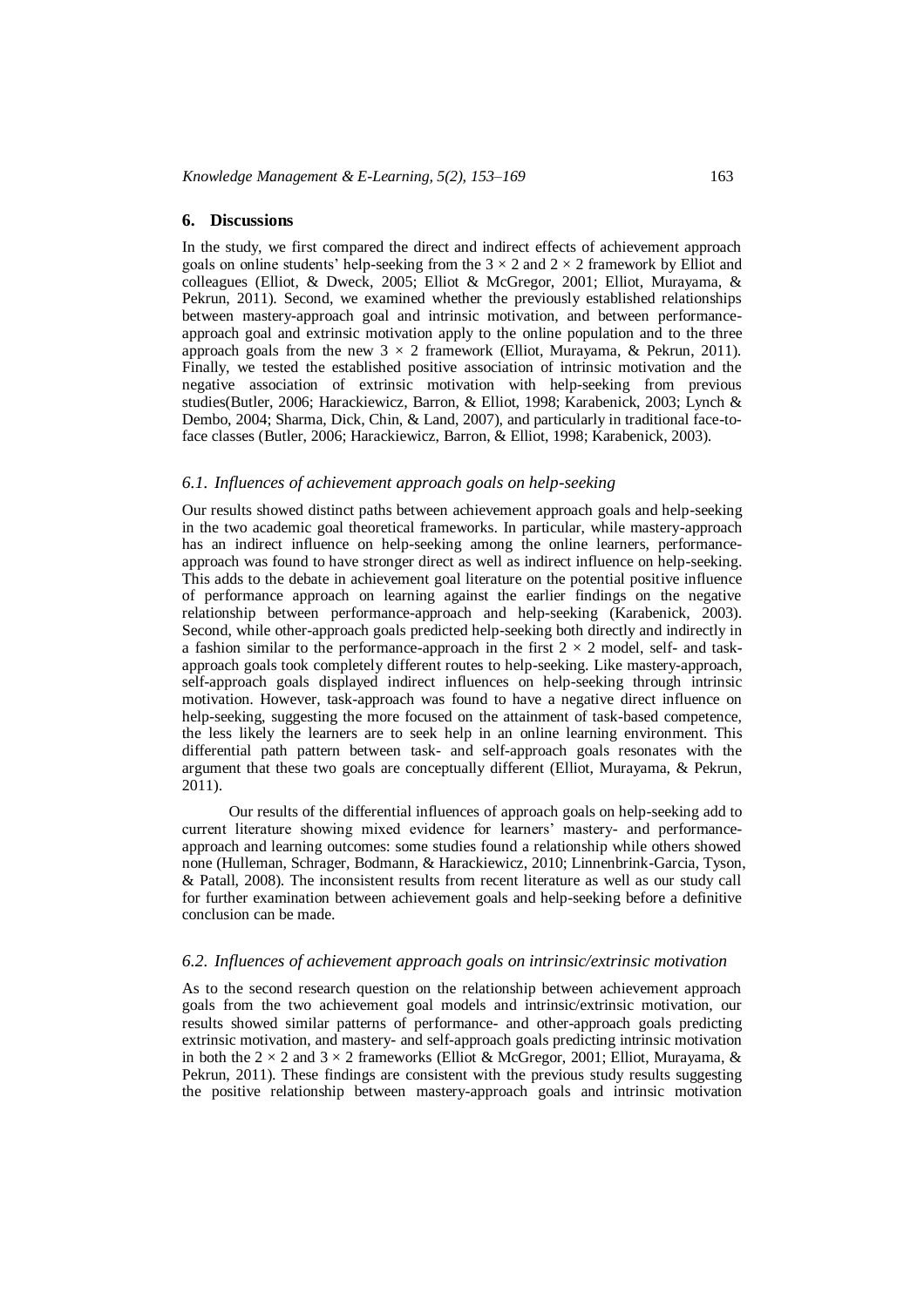## 6. Discussions

In the study, we first compared the direct and indirect effects of achievement approach goals on online students' help-seeking from the $3 \times 2$ and $2 \times 2$ framework by Elliot and colleagues (Elliot, & Dweck, 2005; Elliot & McGregor, 2001; Elliot, Murayama, & Pekrun, 2011). Second, we examined whether the previously established relationships between mastery-approach goal and intrinsic motivation, and between performance-approach goal and extrinsic motivation apply to the online population and to the three approach goals from the new $3 \times 2$ framework (Elliot, Murayama, & Pekrun, 2011). Finally, we tested the established positive association of intrinsic motivation and the negative association of extrinsic motivation with help-seeking from previous studies(Butler, 2006; Harackiewicz, Barron, & Elliot, 1998; Karabenick, 2003; Lynch & Dembo, 2004; Sharma, Dick, Chin, & Land, 2007), and particularly in traditional face-to-face classes (Butler, 2006; Harackiewicz, Barron, & Elliot, 1998; Karabenick, 2003).

### *6.1. Influences of achievement approach goals on help-seeking*

Our results showed distinct paths between achievement approach goals and help-seeking in the two academic goal theoretical frameworks. In particular, while mastery-approach has an indirect influence on help-seeking among the online learners, performance-approach was found to have stronger direct as well as indirect influence on help-seeking. This adds to the debate in achievement goal literature on the potential positive influence of performance approach on learning against the earlier findings on the negative relationship between performance-approach and help-seeking (Karabenick, 2003). Second, while other-approach goals predicted help-seeking both directly and indirectly in a fashion similar to the performance-approach in the first $2 \times 2$ model, self- and task-approach goals took completely different routes to help-seeking. Like mastery-approach, self-approach goals displayed indirect influences on help-seeking through intrinsic motivation. However, task-approach was found to have a negative direct influence on help-seeking, suggesting the more focused on the attainment of task-based competence, the less likely the learners are to seek help in an online learning environment. This differential path pattern between task- and self-approach goals resonates with the argument that these two goals are conceptually different (Elliot, Murayama, & Pekrun, 2011).

Our results of the differential influences of approach goals on help-seeking add to current literature showing mixed evidence for learners' mastery- and performance-approach and learning outcomes: some studies found a relationship while others showed none (Hulleman, Schrager, Bodmann, & Harackiewicz, 2010; Linnenbrink-Garcia, Tyson, & Patall, 2008). The inconsistent results from recent literature as well as our study call for further examination between achievement goals and help-seeking before a definitive conclusion can be made.

### *6.2. Influences of achievement approach goals on intrinsic/extrinsic motivation*

As to the second research question on the relationship between achievement approach goals from the two achievement goal models and intrinsic/extrinsic motivation, our results showed similar patterns of performance- and other-approach goals predicting extrinsic motivation, and mastery- and self-approach goals predicting intrinsic motivation in both the $2 \times 2$ and $3 \times 2$ frameworks (Elliot & McGregor, 2001; Elliot, Murayama, & Pekrun, 2011). These findings are consistent with the previous study results suggesting the positive relationship between mastery-approach goals and intrinsic motivation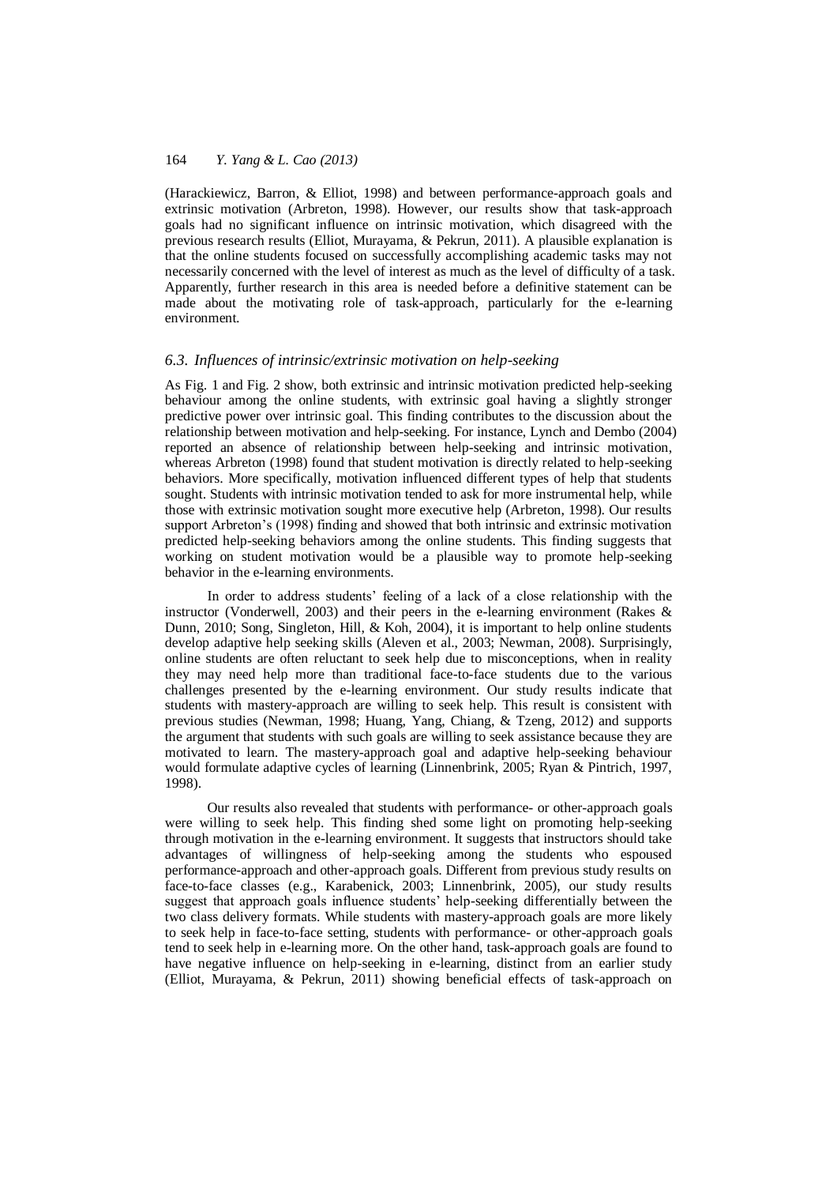(Harackiewicz, Barron, & Elliot, 1998) and between performance-approach goals and extrinsic motivation (Arbreton, 1998). However, our results show that task-approach goals had no significant influence on intrinsic motivation, which disagreed with the previous research results (Elliot, Murayama, & Pekrun, 2011). A plausible explanation is that the online students focused on successfully accomplishing academic tasks may not necessarily concerned with the level of interest as much as the level of difficulty of a task. Apparently, further research in this area is needed before a definitive statement can be made about the motivating role of task-approach, particularly for the e-learning environment.

### *6.3. Influences of intrinsic/extrinsic motivation on help-seeking*

As Fig. 1 and Fig. 2 show, both extrinsic and intrinsic motivation predicted help-seeking behaviour among the online students, with extrinsic goal having a slightly stronger predictive power over intrinsic goal. This finding contributes to the discussion about the relationship between motivation and help-seeking. For instance, Lynch and Dembo (2004) reported an absence of relationship between help-seeking and intrinsic motivation, whereas Arbreton (1998) found that student motivation is directly related to help-seeking behaviors. More specifically, motivation influenced different types of help that students sought. Students with intrinsic motivation tended to ask for more instrumental help, while those with extrinsic motivation sought more executive help (Arbreton, 1998). Our results support Arbreton's (1998) finding and showed that both intrinsic and extrinsic motivation predicted help-seeking behaviors among the online students. This finding suggests that working on student motivation would be a plausible way to promote help-seeking behavior in the e-learning environments.

In order to address students' feeling of a lack of a close relationship with the instructor (Vonderwell, 2003) and their peers in the e-learning environment (Rakes & Dunn, 2010; Song, Singleton, Hill, & Koh, 2004), it is important to help online students develop adaptive help seeking skills (Aleven et al., 2003; Newman, 2008). Surprisingly, online students are often reluctant to seek help due to misconceptions, when in reality they may need help more than traditional face-to-face students due to the various challenges presented by the e-learning environment. Our study results indicate that students with mastery-approach are willing to seek help. This result is consistent with previous studies (Newman, 1998; Huang, Yang, Chiang, & Tzeng, 2012) and supports the argument that students with such goals are willing to seek assistance because they are motivated to learn. The mastery-approach goal and adaptive help-seeking behaviour would formulate adaptive cycles of learning (Linnenbrink, 2005; Ryan & Pintrich, 1997, 1998).

Our results also revealed that students with performance- or other-approach goals were willing to seek help. This finding shed some light on promoting help-seeking through motivation in the e-learning environment. It suggests that instructors should take advantages of willingness of help-seeking among the students who espoused performance-approach and other-approach goals. Different from previous study results on face-to-face classes (e.g., Karabenick, 2003; Linnenbrink, 2005), our study results suggest that approach goals influence students' help-seeking differentially between the two class delivery formats. While students with mastery-approach goals are more likely to seek help in face-to-face setting, students with performance- or other-approach goals tend to seek help in e-learning more. On the other hand, task-approach goals are found to have negative influence on help-seeking in e-learning, distinct from an earlier study (Elliot, Murayama, & Pekrun, 2011) showing beneficial effects of task-approach on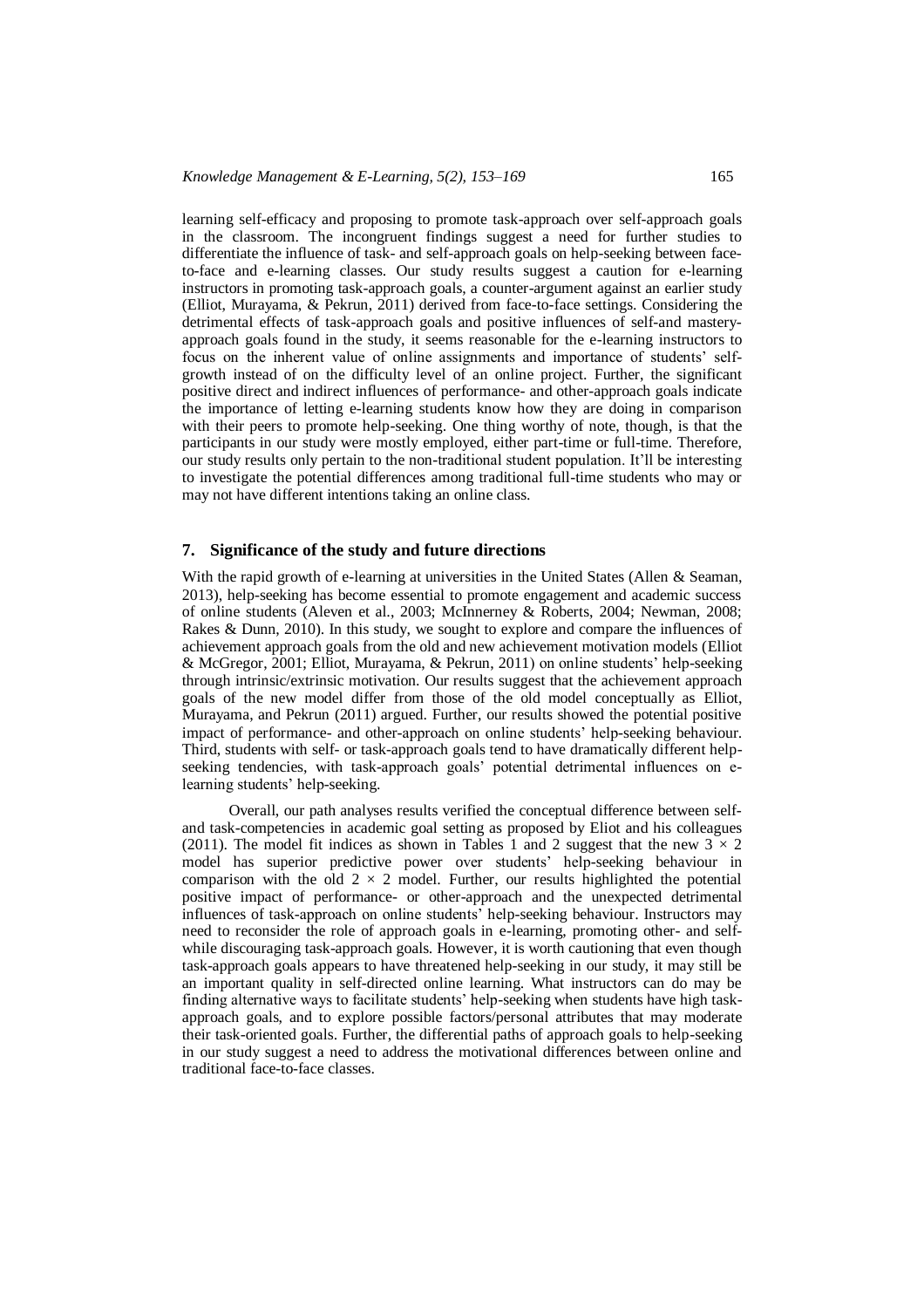learning self-efficacy and proposing to promote task-approach over self-approach goals in the classroom. The incongruent findings suggest a need for further studies to differentiate the influence of task- and self-approach goals on help-seeking between face-to-face and e-learning classes. Our study results suggest a caution for e-learning instructors in promoting task-approach goals, a counter-argument against an earlier study (Elliot, Murayama, & Pekrun, 2011) derived from face-to-face settings. Considering the detrimental effects of task-approach goals and positive influences of self-and mastery-approach goals found in the study, it seems reasonable for the e-learning instructors to focus on the inherent value of online assignments and importance of students' self-growth instead of on the difficulty level of an online project. Further, the significant positive direct and indirect influences of performance- and other-approach goals indicate the importance of letting e-learning students know how they are doing in comparison with their peers to promote help-seeking. One thing worthy of note, though, is that the participants in our study were mostly employed, either part-time or full-time. Therefore, our study results only pertain to the non-traditional student population. It'll be interesting to investigate the potential differences among traditional full-time students who may or may not have different intentions taking an online class.

## 7. Significance of the study and future directions

With the rapid growth of e-learning at universities in the United States (Allen & Seaman, 2013), help-seeking has become essential to promote engagement and academic success of online students (Aleven et al., 2003; McInnerney & Roberts, 2004; Newman, 2008; Rakes & Dunn, 2010). In this study, we sought to explore and compare the influences of achievement approach goals from the old and new achievement motivation models (Elliot & McGregor, 2001; Elliot, Murayama, & Pekrun, 2011) on online students' help-seeking through intrinsic/extrinsic motivation. Our results suggest that the achievement approach goals of the new model differ from those of the old model conceptually as Elliot, Murayama, and Pekrun (2011) argued. Further, our results showed the potential positive impact of performance- and other-approach on online students' help-seeking behaviour. Third, students with self- or task-approach goals tend to have dramatically different help-seeking tendencies, with task-approach goals' potential detrimental influences on e-learning students' help-seeking.

Overall, our path analyses results verified the conceptual difference between self- and task-competencies in academic goal setting as proposed by Eliot and his colleagues (2011). The model fit indices as shown in Tables 1 and 2 suggest that the new $3 \times 2$ model has superior predictive power over students' help-seeking behaviour in comparison with the old $2 \times 2$ model. Further, our results highlighted the potential positive impact of performance- or other-approach and the unexpected detrimental influences of task-approach on online students' help-seeking behaviour. Instructors may need to reconsider the role of approach goals in e-learning, promoting other- and self- while discouraging task-approach goals. However, it is worth cautioning that even though task-approach goals appears to have threatened help-seeking in our study, it may still be an important quality in self-directed online learning. What instructors can do may be finding alternative ways to facilitate students' help-seeking when students have high task-approach goals, and to explore possible factors/personal attributes that may moderate their task-oriented goals. Further, the differential paths of approach goals to help-seeking in our study suggest a need to address the motivational differences between online and traditional face-to-face classes.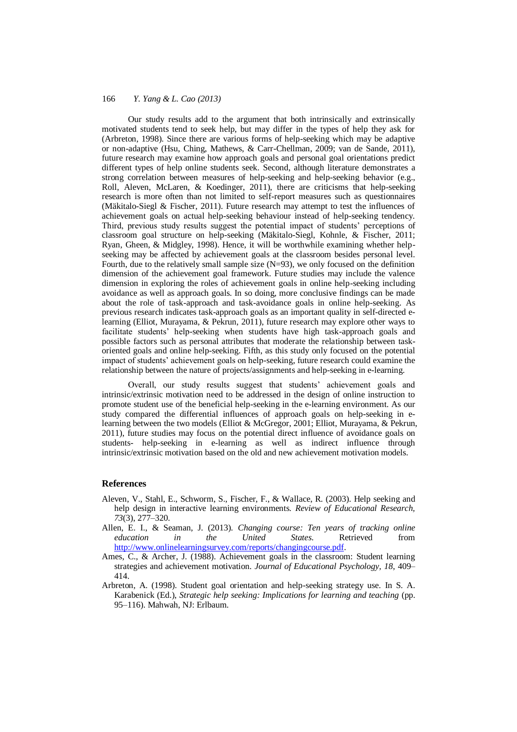Our study results add to the argument that both intrinsically and extrinsically motivated students tend to seek help, but may differ in the types of help they ask for (Arbreton, 1998). Since there are various forms of help-seeking which may be adaptive or non-adaptive (Hsu, Ching, Mathews, & Carr-Chellman, 2009; van de Sande, 2011), future research may examine how approach goals and personal goal orientations predict different types of help online students seek. Second, although literature demonstrates a strong correlation between measures of help-seeking and help-seeking behavior (e.g., Roll, Aleven, McLaren, & Koedinger, 2011), there are criticisms that help-seeking research is more often than not limited to self-report measures such as questionnaires (Mäkitalo-Siegl & Fischer, 2011). Future research may attempt to test the influences of achievement goals on actual help-seeking behaviour instead of help-seeking tendency. Third, previous study results suggest the potential impact of students' perceptions of classroom goal structure on help-seeking (Mäkitalo-Siegl, Kohnle, & Fischer, 2011; Ryan, Gheen, & Midgley, 1998). Hence, it will be worthwhile examining whether help-seeking may be affected by achievement goals at the classroom besides personal level. Fourth, due to the relatively small sample size (N=93), we only focused on the definition dimension of the achievement goal framework. Future studies may include the valence dimension in exploring the roles of achievement goals in online help-seeking including avoidance as well as approach goals. In so doing, more conclusive findings can be made about the role of task-approach and task-avoidance goals in online help-seeking. As previous research indicates task-approach goals as an important quality in self-directed e-learning (Elliot, Murayama, & Pekrun, 2011), future research may explore other ways to facilitate students' help-seeking when students have high task-approach goals and possible factors such as personal attributes that moderate the relationship between task-oriented goals and online help-seeking. Fifth, as this study only focused on the potential impact of students' achievement goals on help-seeking, future research could examine the relationship between the nature of projects/assignments and help-seeking in e-learning.

Overall, our study results suggest that students' achievement goals and intrinsic/extrinsic motivation need to be addressed in the design of online instruction to promote student use of the beneficial help-seeking in the e-learning environment. As our study compared the differential influences of approach goals on help-seeking in e-learning between the two models (Elliot & McGregor, 2001; Elliot, Murayama, & Pekrun, 2011), future studies may focus on the potential direct influence of avoidance goals on students- help-seeking in e-learning as well as indirect influence through intrinsic/extrinsic motivation based on the old and new achievement motivation models.

## References

Aleven, V., Stahl, E., Schworm, S., Fischer, F., & Wallace, R. (2003). Help seeking and help design in interactive learning environments. *Review of Educational Research, 73*(3), 277–320.

Allen, E. I., & Seaman, J. (2013). *Changing course: Ten years of tracking online education in the United States.* Retrieved from http://www.onlinelearningsurvey.com/reports/changingcourse.pdf.

Ames, C., & Archer, J. (1988). Achievement goals in the classroom: Student learning strategies and achievement motivation. *Journal of Educational Psychology, 18*, 409–414.

Arbreton, A. (1998). Student goal orientation and help-seeking strategy use. In S. A. Karabenick (Ed.), *Strategic help seeking: Implications for learning and teaching* (pp. 95–116). Mahwah, NJ: Erlbaum.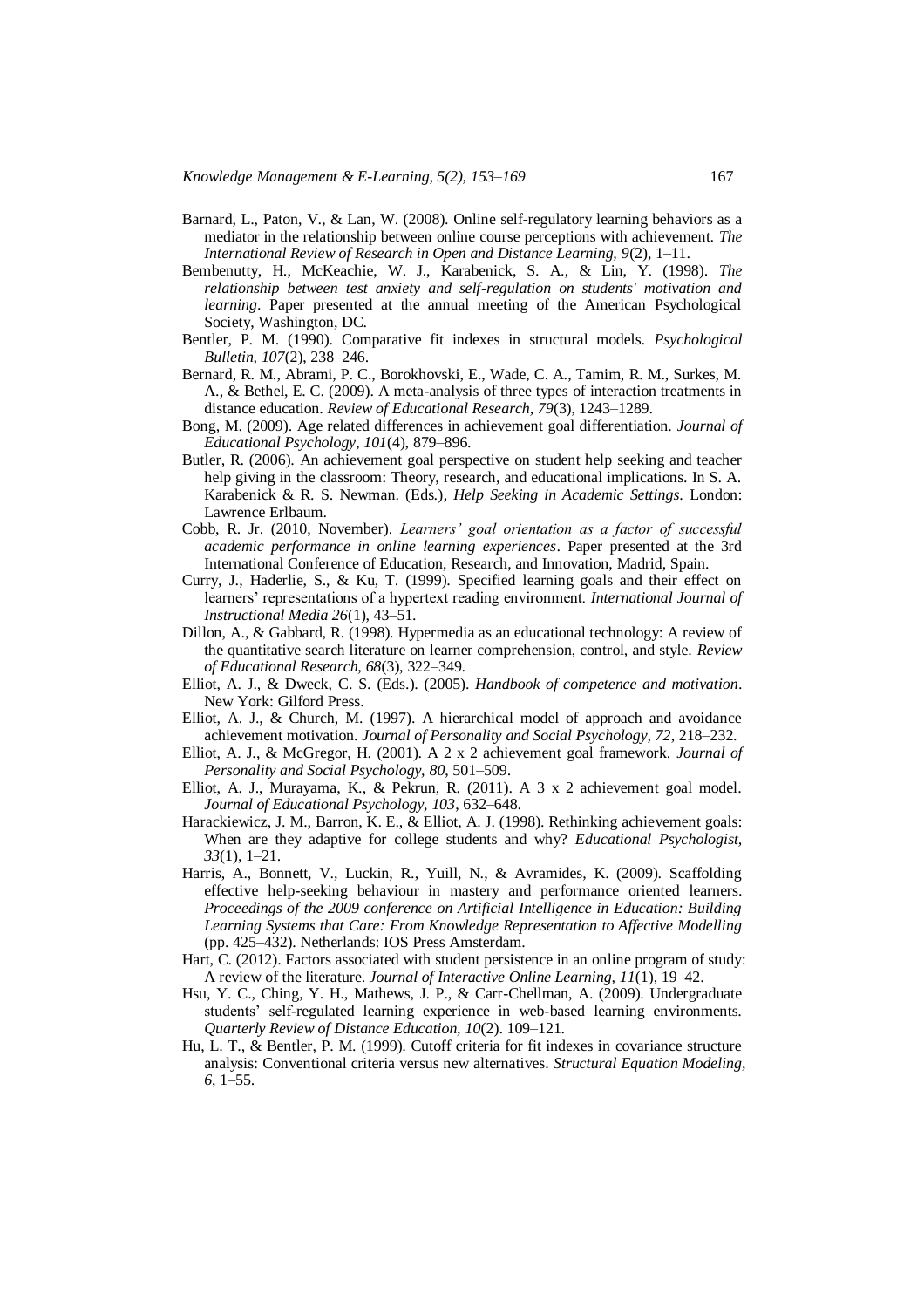Barnard, L., Paton, V., & Lan, W. (2008). Online self-regulatory learning behaviors as a mediator in the relationship between online course perceptions with achievement. *The International Review of Research in Open and Distance Learning, 9*(2), 1–11.

Bembenutty, H., McKeachie, W. J., Karabenick, S. A., & Lin, Y. (1998). *The relationship between test anxiety and self-regulation on students' motivation and learning*. Paper presented at the annual meeting of the American Psychological Society, Washington, DC.

Bentler, P. M. (1990). Comparative fit indexes in structural models. *Psychological Bulletin, 107*(2), 238–246.

Bernard, R. M., Abrami, P. C., Borokhovski, E., Wade, C. A., Tamim, R. M., Surkes, M. A., & Bethel, E. C. (2009). A meta-analysis of three types of interaction treatments in distance education. *Review of Educational Research, 79*(3), 1243–1289.

Bong, M. (2009). Age related differences in achievement goal differentiation. *Journal of Educational Psychology, 101*(4), 879–896.

Butler, R. (2006). An achievement goal perspective on student help seeking and teacher help giving in the classroom: Theory, research, and educational implications. In S. A. Karabenick & R. S. Newman. (Eds.), *Help Seeking in Academic Settings*. London: Lawrence Erlbaum.

Cobb, R. Jr. (2010, November). *Learners' goal orientation as a factor of successful academic performance in online learning experiences*. Paper presented at the 3rd International Conference of Education, Research, and Innovation, Madrid, Spain.

Curry, J., Haderlie, S., & Ku, T. (1999). Specified learning goals and their effect on learners' representations of a hypertext reading environment. *International Journal of Instructional Media 26*(1), 43–51.

Dillon, A., & Gabbard, R. (1998). Hypermedia as an educational technology: A review of the quantitative search literature on learner comprehension, control, and style. *Review of Educational Research, 68*(3), 322–349.

Elliot, A. J., & Dweck, C. S. (Eds.). (2005). *Handbook of competence and motivation*. New York: Gilford Press.

Elliot, A. J., & Church, M. (1997). A hierarchical model of approach and avoidance achievement motivation. *Journal of Personality and Social Psychology, 72*, 218–232.

Elliot, A. J., & McGregor, H. (2001). A 2 x 2 achievement goal framework. *Journal of Personality and Social Psychology, 80*, 501–509.

Elliot, A. J., Murayama, K., & Pekrun, R. (2011). A 3 x 2 achievement goal model. *Journal of Educational Psychology, 103*, 632–648.

Harackiewicz, J. M., Barron, K. E., & Elliot, A. J. (1998). Rethinking achievement goals: When are they adaptive for college students and why? *Educational Psychologist, 33*(1), 1–21.

Harris, A., Bonnett, V., Luckin, R., Yuill, N., & Avramides, K. (2009). Scaffolding effective help-seeking behaviour in mastery and performance oriented learners. *Proceedings of the 2009 conference on Artificial Intelligence in Education: Building Learning Systems that Care: From Knowledge Representation to Affective Modelling* (pp. 425–432). Netherlands: IOS Press Amsterdam.

Hart, C. (2012). Factors associated with student persistence in an online program of study: A review of the literature. *Journal of Interactive Online Learning, 11*(1), 19–42.

Hsu, Y. C., Ching, Y. H., Mathews, J. P., & Carr-Chellman, A. (2009). Undergraduate students' self-regulated learning experience in web-based learning environments. *Quarterly Review of Distance Education, 10*(2). 109–121.

Hu, L. T., & Bentler, P. M. (1999). Cutoff criteria for fit indexes in covariance structure analysis: Conventional criteria versus new alternatives. *Structural Equation Modeling, 6*, 1–55.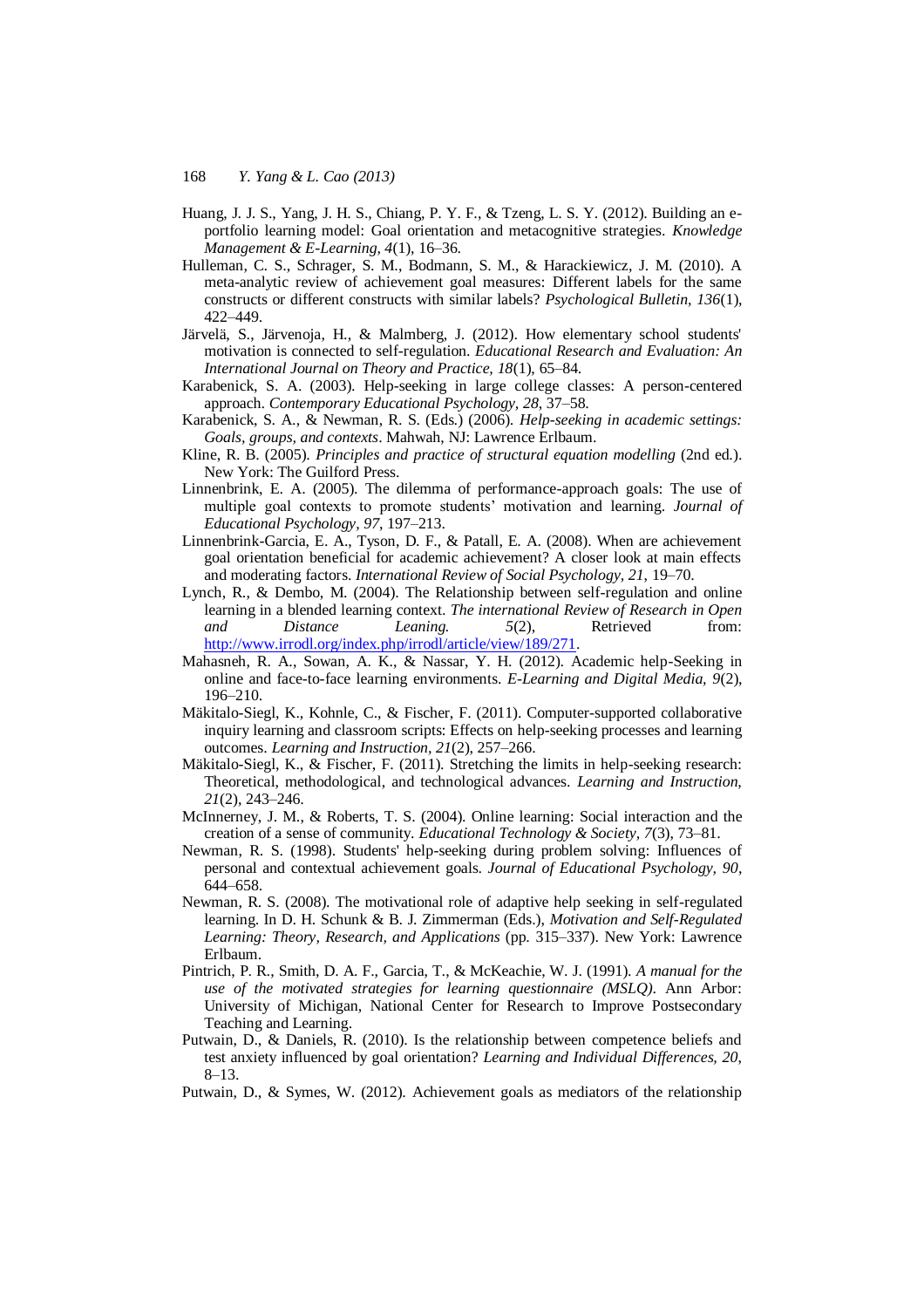Huang, J. J. S., Yang, J. H. S., Chiang, P. Y. F., & Tzeng, L. S. Y. (2012). Building an e-portfolio learning model: Goal orientation and metacognitive strategies. *Knowledge Management & E-Learning, 4*(1), 16–36.

Hulleman, C. S., Schrager, S. M., Bodmann, S. M., & Harackiewicz, J. M. (2010). A meta-analytic review of achievement goal measures: Different labels for the same constructs or different constructs with similar labels? *Psychological Bulletin, 136*(1), 422–449.

Järvelä, S., Järvenoja, H., & Malmberg, J. (2012). How elementary school students' motivation is connected to self-regulation. *Educational Research and Evaluation: An International Journal on Theory and Practice, 18*(1), 65–84.

Karabenick, S. A. (2003). Help-seeking in large college classes: A person-centered approach. *Contemporary Educational Psychology, 28*, 37–58.

Karabenick, S. A., & Newman, R. S. (Eds.) (2006). *Help-seeking in academic settings: Goals, groups, and contexts*. Mahwah, NJ: Lawrence Erlbaum.

Kline, R. B. (2005). *Principles and practice of structural equation modelling* (2nd ed.). New York: The Guilford Press.

Linnenbrink, E. A. (2005). The dilemma of performance-approach goals: The use of multiple goal contexts to promote students' motivation and learning. *Journal of Educational Psychology, 97*, 197–213.

Linnenbrink-Garcia, E. A., Tyson, D. F., & Patall, E. A. (2008). When are achievement goal orientation beneficial for academic achievement? A closer look at main effects and moderating factors. *International Review of Social Psychology, 21*, 19–70.

Lynch, R., & Dembo, M. (2004). The Relationship between self-regulation and online learning in a blended learning context. *The international Review of Research in Open and Distance Leaning. 5*(2), Retrieved from: http://www.irrodl.org/index.php/irrodl/article/view/189/271.

Mahasneh, R. A., Sowan, A. K., & Nassar, Y. H. (2012). Academic help-Seeking in online and face-to-face learning environments. *E-Learning and Digital Media, 9*(2), 196–210.

Mäkitalo-Siegl, K., Kohnle, C., & Fischer, F. (2011). Computer-supported collaborative inquiry learning and classroom scripts: Effects on help-seeking processes and learning outcomes. *Learning and Instruction, 21*(2), 257–266.

Mäkitalo-Siegl, K., & Fischer, F. (2011). Stretching the limits in help-seeking research: Theoretical, methodological, and technological advances. *Learning and Instruction, 21*(2), 243–246.

McInnerney, J. M., & Roberts, T. S. (2004). Online learning: Social interaction and the creation of a sense of community. *Educational Technology & Society, 7*(3), 73–81.

Newman, R. S. (1998). Students' help-seeking during problem solving: Influences of personal and contextual achievement goals. *Journal of Educational Psychology, 90*, 644–658.

Newman, R. S. (2008). The motivational role of adaptive help seeking in self-regulated learning. In D. H. Schunk & B. J. Zimmerman (Eds.), *Motivation and Self-Regulated Learning: Theory, Research, and Applications* (pp. 315–337). New York: Lawrence Erlbaum.

Pintrich, P. R., Smith, D. A. F., Garcia, T., & McKeachie, W. J. (1991). *A manual for the use of the motivated strategies for learning questionnaire (MSLQ)*. Ann Arbor: University of Michigan, National Center for Research to Improve Postsecondary Teaching and Learning.

Putwain, D., & Daniels, R. (2010). Is the relationship between competence beliefs and test anxiety influenced by goal orientation? *Learning and Individual Differences, 20*, 8–13.

Putwain, D., & Symes, W. (2012). Achievement goals as mediators of the relationship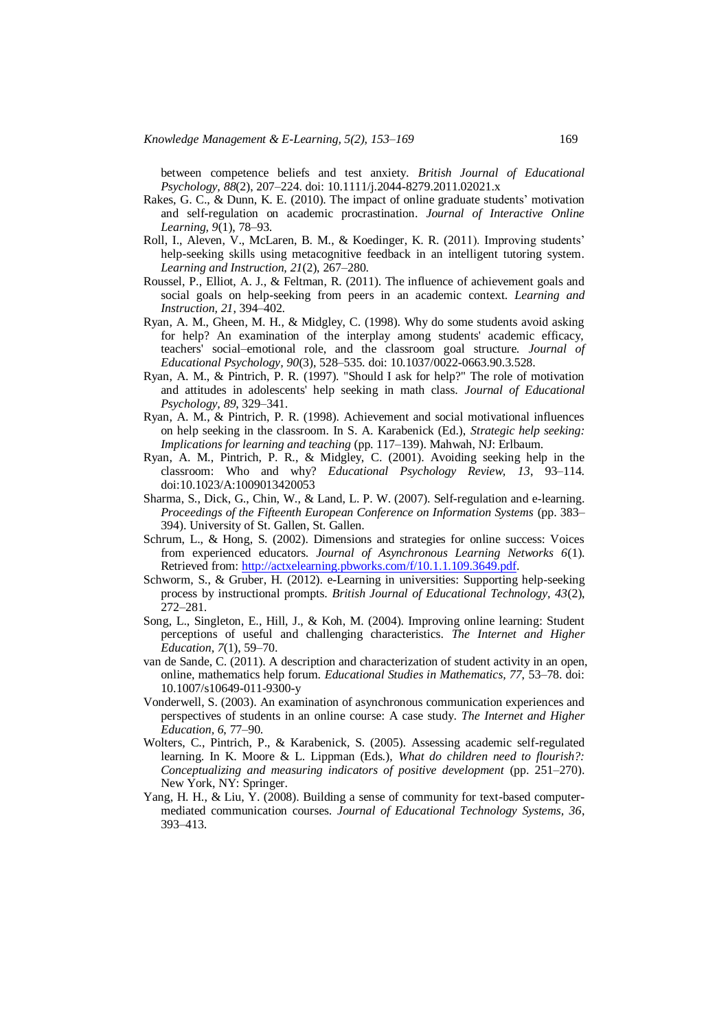between competence beliefs and test anxiety. *British Journal of Educational Psychology, 88*(2), 207–224. doi: 10.1111/j.2044-8279.2011.02021.x

Rakes, G. C., & Dunn, K. E. (2010). The impact of online graduate students' motivation and self-regulation on academic procrastination. *Journal of Interactive Online Learning, 9*(1), 78–93.

Roll, I., Aleven, V., McLaren, B. M., & Koedinger, K. R. (2011). Improving students' help-seeking skills using metacognitive feedback in an intelligent tutoring system. *Learning and Instruction, 21*(2), 267–280.

Roussel, P., Elliot, A. J., & Feltman, R. (2011). The influence of achievement goals and social goals on help-seeking from peers in an academic context. *Learning and Instruction, 21*, 394–402.

Ryan, A. M., Gheen, M. H., & Midgley, C. (1998). Why do some students avoid asking for help? An examination of the interplay among students' academic efficacy, teachers' social–emotional role, and the classroom goal structure. *Journal of Educational Psychology, 90*(3), 528–535. doi: 10.1037/0022-0663.90.3.528.

Ryan, A. M., & Pintrich, P. R. (1997). "Should I ask for help?" The role of motivation and attitudes in adolescents' help seeking in math class. *Journal of Educational Psychology, 89*, 329–341.

Ryan, A. M., & Pintrich, P. R. (1998). Achievement and social motivational influences on help seeking in the classroom. In S. A. Karabenick (Ed.), *Strategic help seeking: Implications for learning and teaching* (pp. 117–139). Mahwah, NJ: Erlbaum.

Ryan, A. M., Pintrich, P. R., & Midgley, C. (2001). Avoiding seeking help in the classroom: Who and why? *Educational Psychology Review, 13*, 93–114. doi:10.1023/A:1009013420053

Sharma, S., Dick, G., Chin, W., & Land, L. P. W. (2007). Self-regulation and e-learning. *Proceedings of the Fifteenth European Conference on Information Systems* (pp. 383–394). University of St. Gallen, St. Gallen.

Schrum, L., & Hong, S. (2002). Dimensions and strategies for online success: Voices from experienced educators. *Journal of Asynchronous Learning Networks 6*(1). Retrieved from: http://actxelearning.pbworks.com/f/10.1.1.109.3649.pdf.

Schworm, S., & Gruber, H. (2012). e-Learning in universities: Supporting help-seeking process by instructional prompts. *British Journal of Educational Technology, 43*(2), 272–281.

Song, L., Singleton, E., Hill, J., & Koh, M. (2004). Improving online learning: Student perceptions of useful and challenging characteristics. *The Internet and Higher Education, 7*(1), 59–70.

van de Sande, C. (2011). A description and characterization of student activity in an open, online, mathematics help forum. *Educational Studies in Mathematics, 77*, 53–78. doi: 10.1007/s10649-011-9300-y

Vonderwell, S. (2003). An examination of asynchronous communication experiences and perspectives of students in an online course: A case study. *The Internet and Higher Education, 6*, 77–90.

Wolters, C., Pintrich, P., & Karabenick, S. (2005). Assessing academic self-regulated learning. In K. Moore & L. Lippman (Eds.), *What do children need to flourish?: Conceptualizing and measuring indicators of positive development* (pp. 251–270). New York, NY: Springer.

Yang, H. H., & Liu, Y. (2008). Building a sense of community for text-based computer-mediated communication courses. *Journal of Educational Technology Systems, 36*, 393–413.